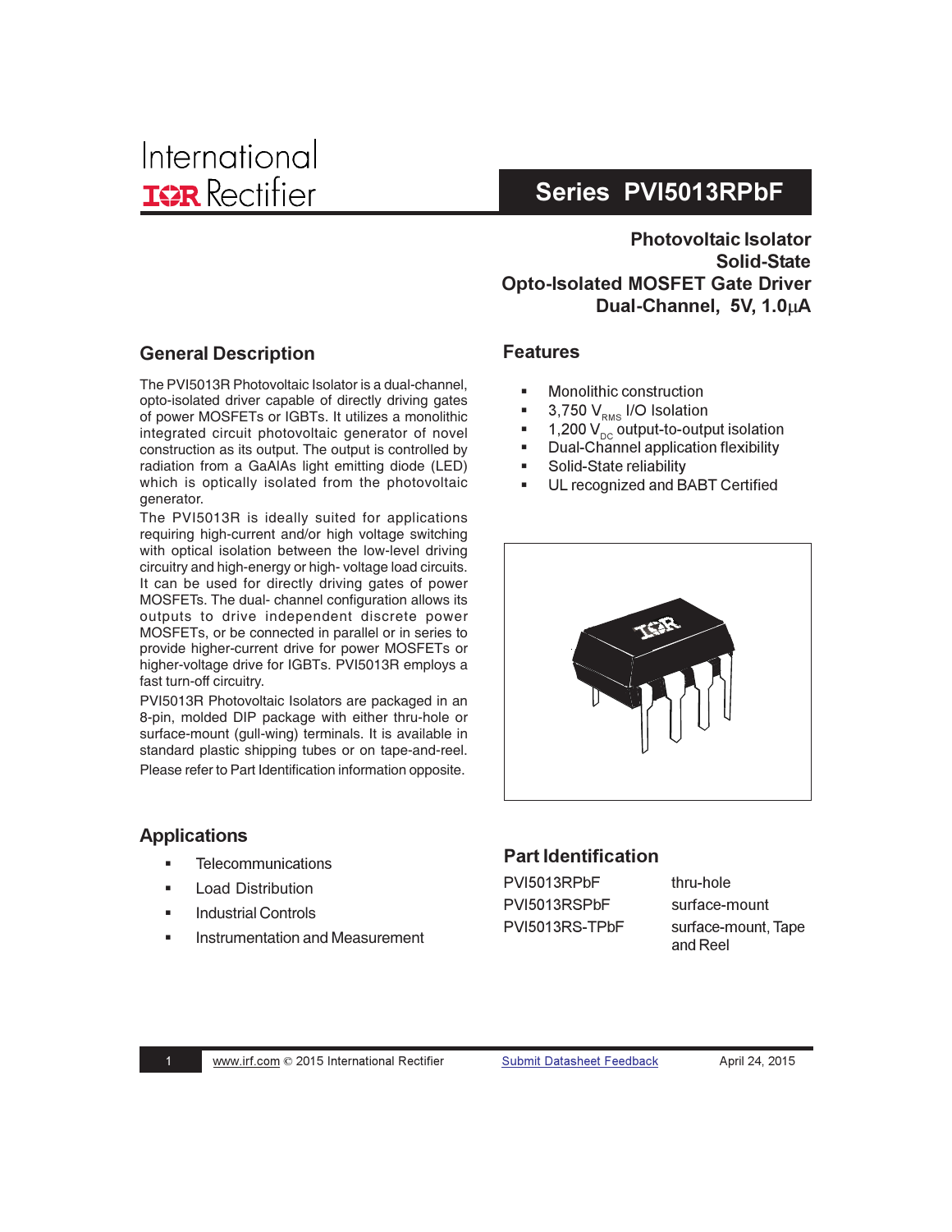International Rectifier

# Series PVI5013RPbF

**Photovoltaic Isolator**
**Solid-State**
**Opto-Isolated MOSFET Gate Driver**
**Dual-Channel, 5V, 1.0µA**

## General Description

The PVI5013R Photovoltaic Isolator is a dual-channel, opto-isolated driver capable of directly driving gates of power MOSFETs or IGBTs. It utilizes a monolithic integrated circuit photovoltaic generator of novel construction as its output. The output is controlled by radiation from a GaAlAs light emitting diode (LED) which is optically isolated from the photovoltaic generator.

The PVI5013R is ideally suited for applications requiring high-current and/or high voltage switching with optical isolation between the low-level driving circuitry and high-energy or high- voltage load circuits. It can be used for directly driving gates of power MOSFETs. The dual- channel configuration allows its outputs to drive independent discrete power MOSFETs, or be connected in parallel or in series to provide higher-current drive for power MOSFETs or higher-voltage drive for IGBTs. PVI5013R employs a fast turn-off circuitry.

PVI5013R Photovoltaic Isolators are packaged in an 8-pin, molded DIP package with either thru-hole or surface-mount (gull-wing) terminals. It is available in standard plastic shipping tubes or on tape-and-reel. Please refer to Part Identification information opposite.

## Features

- Monolithic construction
- 3,750 $V_{RMS}$ I/O Isolation
- 1,200 $V_{DC}$ output-to-output isolation
- Dual-Channel application flexibility
- Solid-State reliability
- UL recognized and BABT Certified

## Applications

- Telecommunications
- Load Distribution
- Industrial Controls
- Instrumentation and Measurement

## Part Identification

| | |
|---|---|
| PVI5013RPbF | thru-hole |
| PVI5013RSPbF | surface-mount |
| PVI5013RS-TPbF | surface-mount, Tape and Reel |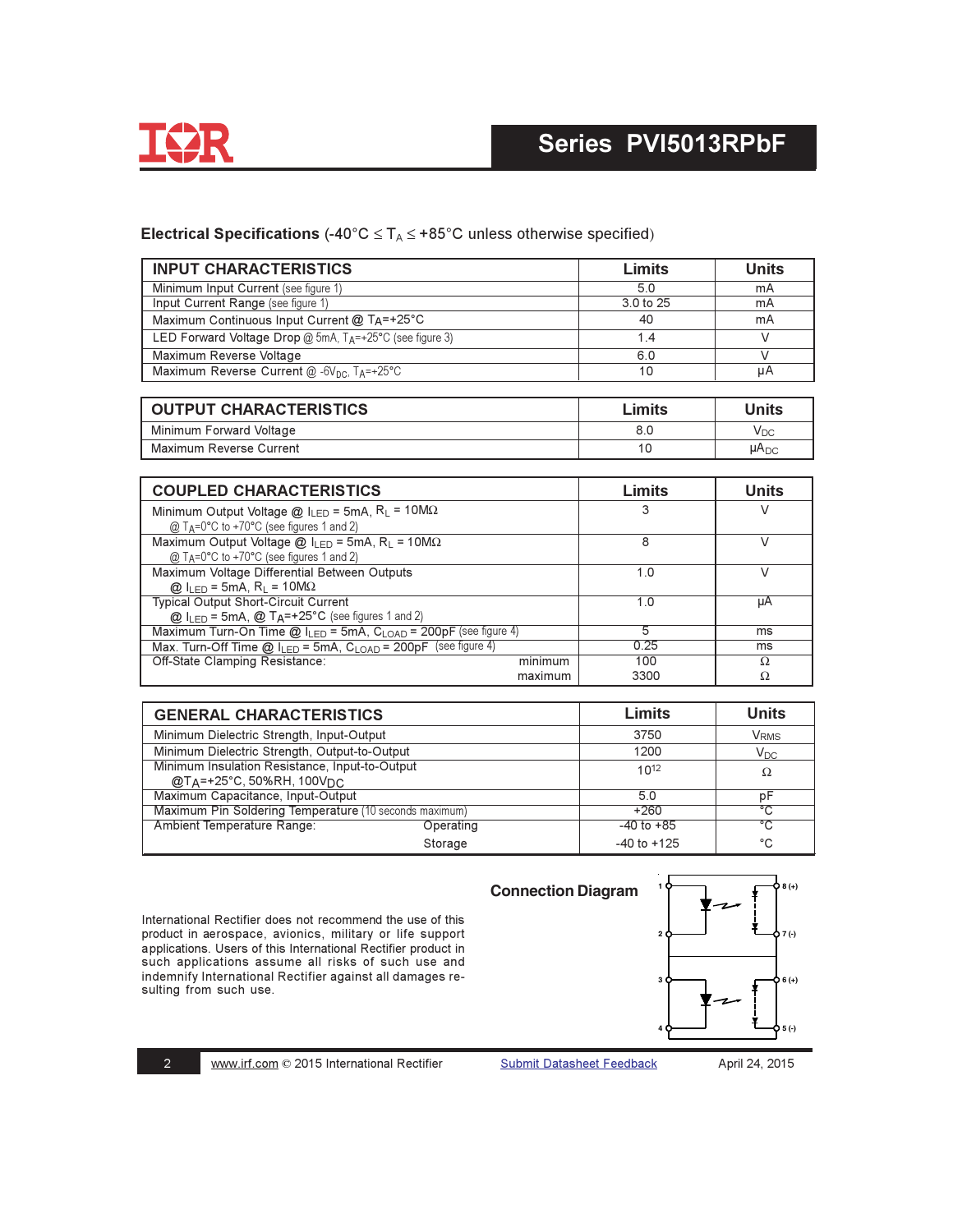# Series PVI5013RPbF

## Electrical Specifications (-40°C ≤ $T_A$ ≤ +85°C unless otherwise specified)

| INPUT CHARACTERISTICS | Limits | Units |
|---|---|---|
| Minimum Input Current (see figure 1) | 5.0 | mA |
| Input Current Range (see figure 1) | 3.0 to 25 | mA |
| Maximum Continuous Input Current @ $T_A$=+25°C | 40 | mA |
| LED Forward Voltage Drop @ 5mA, $T_A$=+25°C (see figure 3) | 1.4 | V |
| Maximum Reverse Voltage | 6.0 | V |
| Maximum Reverse Current @ -6$V_{DC}$, $T_A$=+25°C | 10 | µA |

| OUTPUT CHARACTERISTICS | Limits | Units |
|---|---|---|
| Minimum Forward Voltage | 8.0 | $V_{DC}$ |
| Maximum Reverse Current | 10 | $µA_{DC}$ |

| COUPLED CHARACTERISTICS | Limits | Units |
|---|---|---|
| Minimum Output Voltage @ $I_{LED}$ = 5mA, $R_L$ = 10MΩ @ $T_A$=0°C to +70°C (see figures 1 and 2) | 3 | V |
| Maximum Output Voltage @ $I_{LED}$ = 5mA, $R_L$ = 10MΩ @ $T_A$=0°C to +70°C (see figures 1 and 2) | 8 | V |
| Maximum Voltage Differential Between Outputs @ $I_{LED}$ = 5mA, $R_L$ = 10MΩ | 1.0 | V |
| Typical Output Short-Circuit Current @ $I_{LED}$ = 5mA, @ $T_A$=+25°C (see figures 1 and 2) | 1.0 | µA |
| Maximum Turn-On Time @ $I_{LED}$ = 5mA, $C_{LOAD}$ = 200pF (see figure 4) | 5 | ms |
| Max. Turn-Off Time @ $I_{LED}$ = 5mA, $C_{LOAD}$ = 200pF (see figure 4) | 0.25 | ms |
| Off-State Clamping Resistance: minimum | 100 | Ω |
| Off-State Clamping Resistance: maximum | 3300 | Ω |

| GENERAL CHARACTERISTICS | Limits | Units |
|---|---|---|
| Minimum Dielectric Strength, Input-Output | 3750 | $V_{RMS}$ |
| Minimum Dielectric Strength, Output-to-Output | 1200 | $V_{DC}$ |
| Minimum Insulation Resistance, Input-to-Output @$T_A$=+25°C, 50%RH, 100$V_{DC}$ | $10^{12}$ | Ω |
| Maximum Capacitance, Input-Output | 5.0 | pF |
| Maximum Pin Soldering Temperature (10 seconds maximum) | +260 | °C |
| Ambient Temperature Range: Operating | -40 to +85 | °C |
| Ambient Temperature Range: Storage | -40 to +125 | °C |

International Rectifier does not recommend the use of this product in aerospace, avionics, military or life support applications. Users of this International Rectifier product in such applications assume all risks of such use and indemnify International Rectifier against all damages resulting from such use.

## Connection Diagram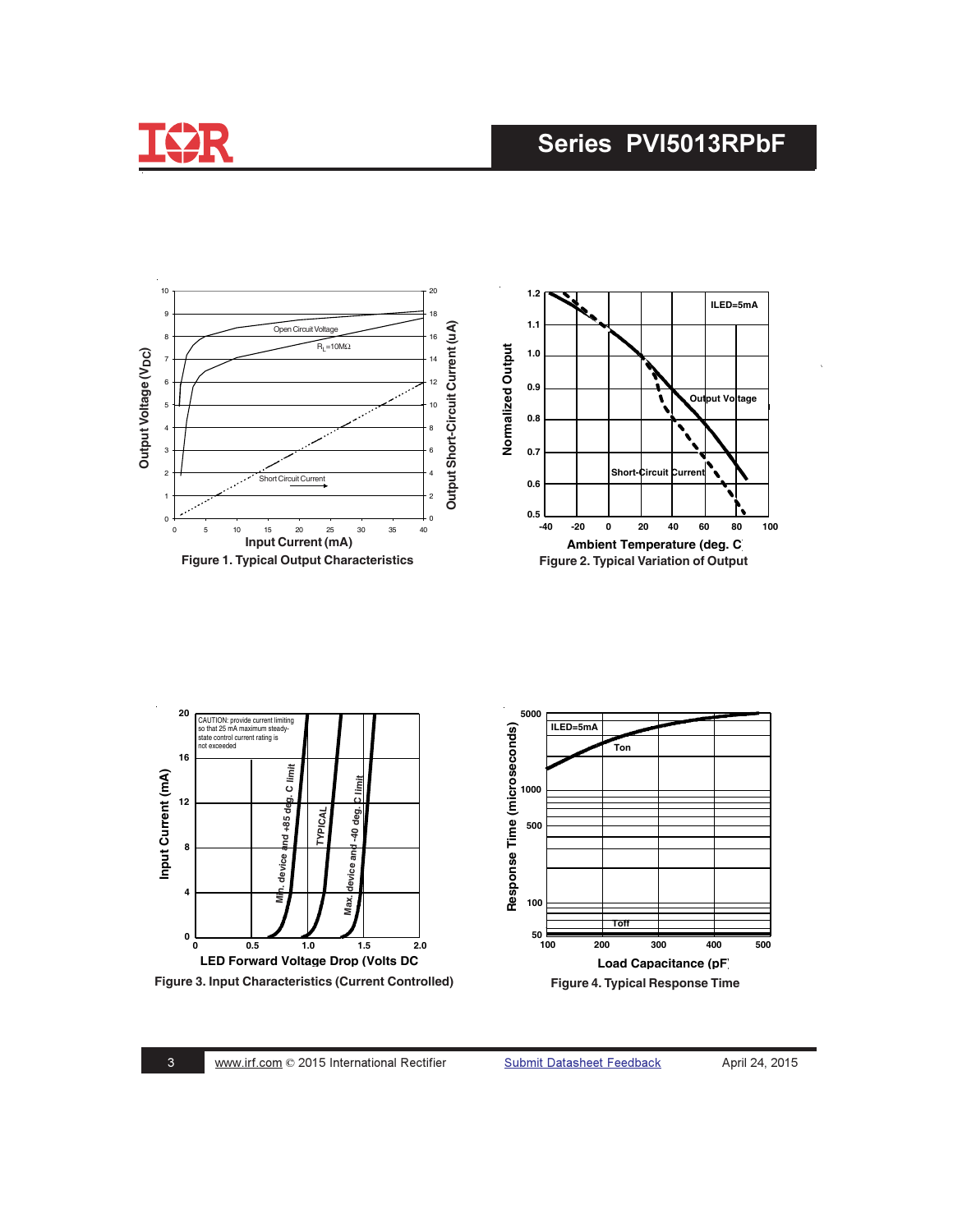Figure 1. Typical Output Characteristics

Figure 2. Typical Variation of Output

CAUTION: provide current limiting so that 25 mA maximum steady-state control current rating is not exceeded

Figure 3. Input Characteristics (Current Controlled)

Figure 4. Typical Response Time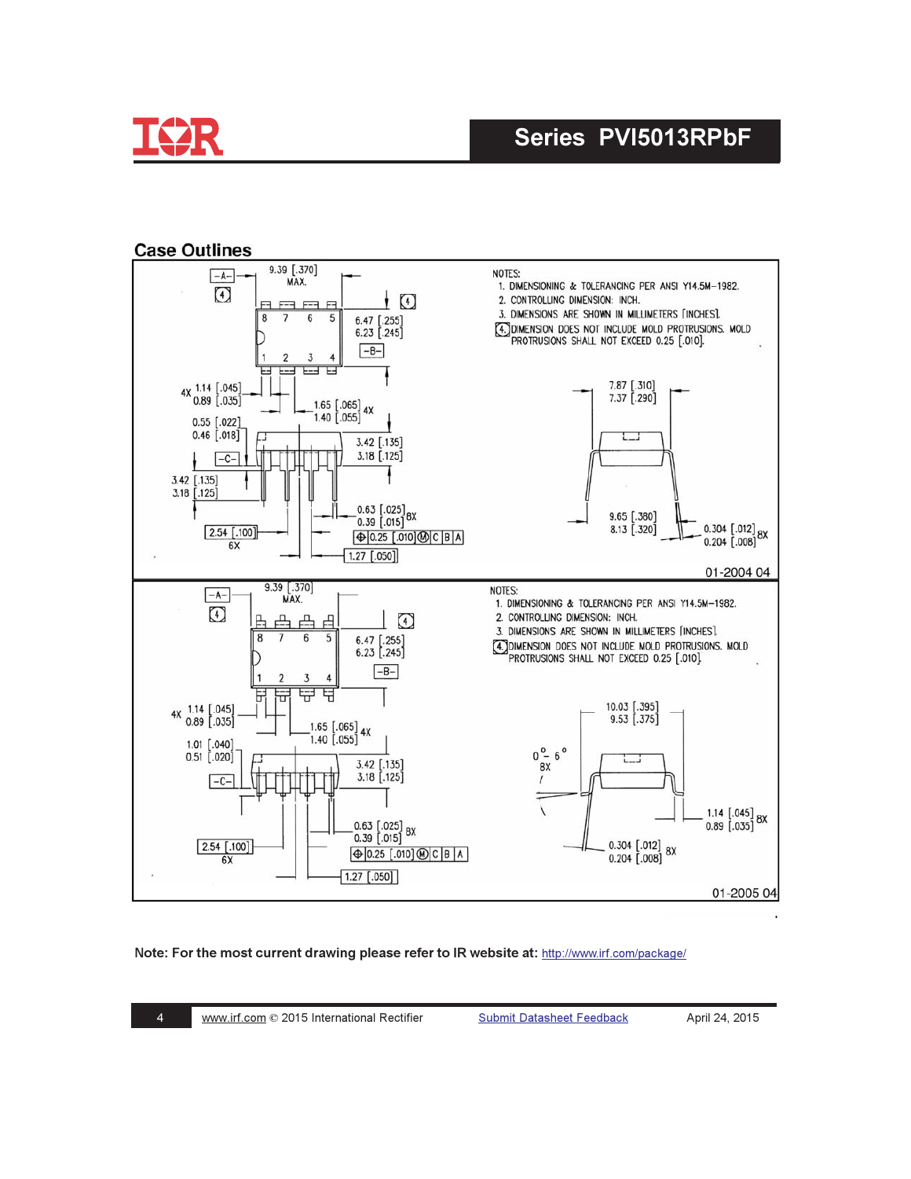## Case Outlines

NOTES:

1. DIMENSIONING & TOLERANCING PER ANSI Y14.5M–1982.
2. CONTROLLING DIMENSION: INCH.
3. DIMENSIONS ARE SHOWN IN MILLIMETERS [INCHES].
4. DIMENSION DOES NOT INCLUDE MOLD PROTRUSIONS. MOLD PROTRUSIONS SHALL NOT EXCEED 0.25 [.010].

01-2004 04

NOTES:

1. DIMENSIONING & TOLERANCING PER ANSI Y14.5M–1982.
2. CONTROLLING DIMENSION: INCH.
3. DIMENSIONS ARE SHOWN IN MILLIMETERS [INCHES].
4. DIMENSION DOES NOT INCLUDE MOLD PROTRUSIONS. MOLD PROTRUSIONS SHALL NOT EXCEED 0.25 [.010].

01-2005 04

**Note: For the most current drawing please refer to IR website at:** http://www.irf.com/package/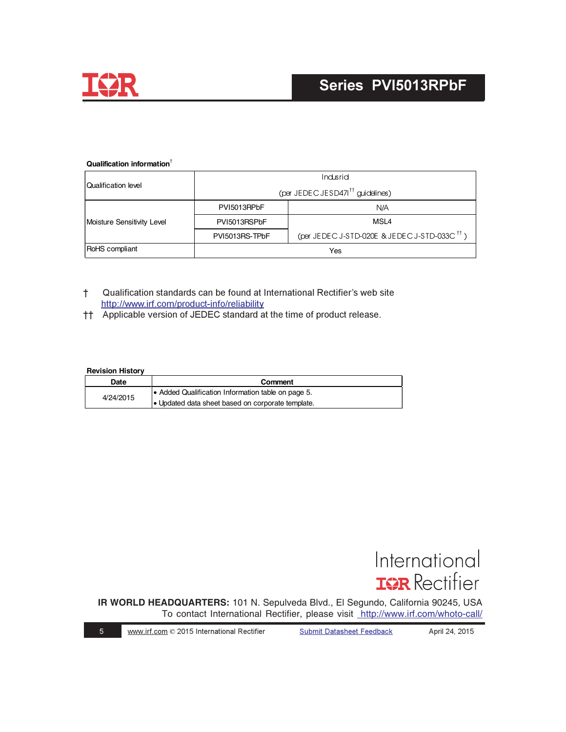**Qualification information**†

| Qualification level | Indusrial (per JEDEC JESD47I†† guidelines) | |
|---|---|---|
| Moisture Sensitivity Level | PVI5013RPbF | N/A |
| | PVI5013RSPbF | MSL4 (per JEDEC J-STD-020E & JEDEC J-STD-033C††) |
| | PVI5013RS-TPbF | |
| RoHS compliant | Yes | |

† Qualification standards can be found at International Rectifier's web site http://www.irf.com/product-info/reliability

†† Applicable version of JEDEC standard at the time of product release.

**Revision History**

| Date | Comment |
|---|---|
| 4/24/2015 | • Added Qualification Information table on page 5.<br>• Updated data sheet based on corporate template. |

**IR WORLD HEADQUARTERS:** 101 N. Sepulveda Blvd., El Segundo, California 90245, USA
To contact International Rectifier, please visit http://www.irf.com/whoto-call/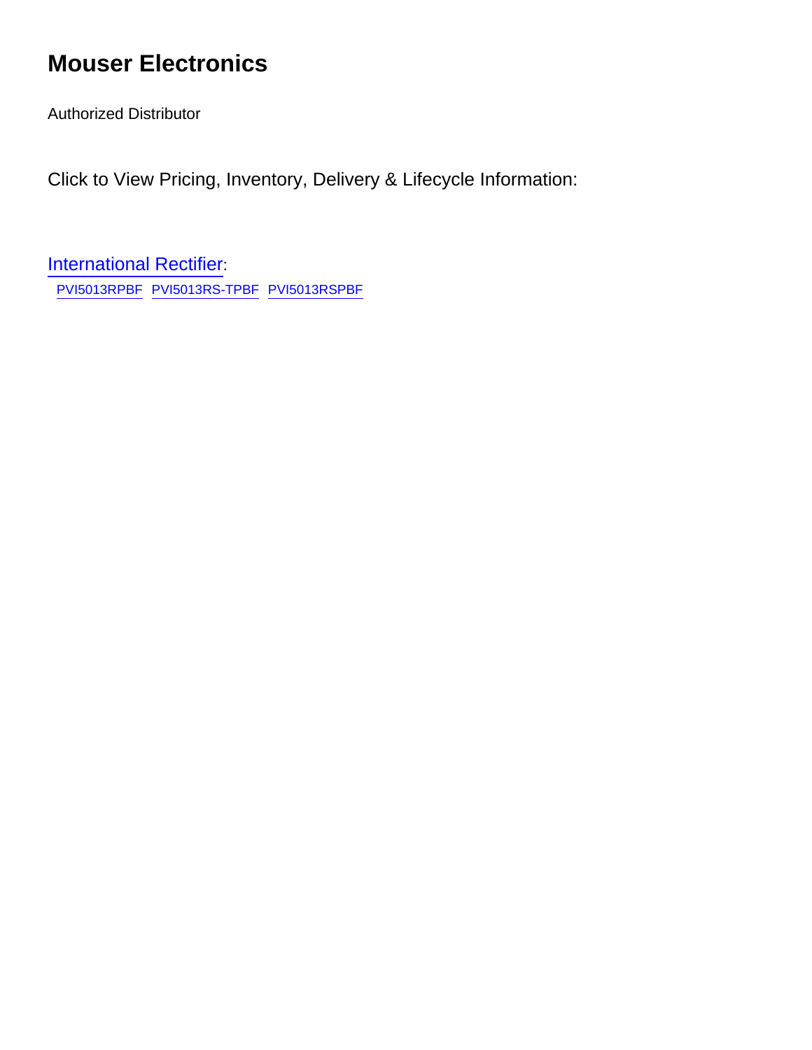# Mouser Electronics

Authorized Distributor

Click to View Pricing, Inventory, Delivery & Lifecycle Information:

International Rectifier:

PVI5013RPBF PVI5013RS-TPBF PVI5013RSPBF